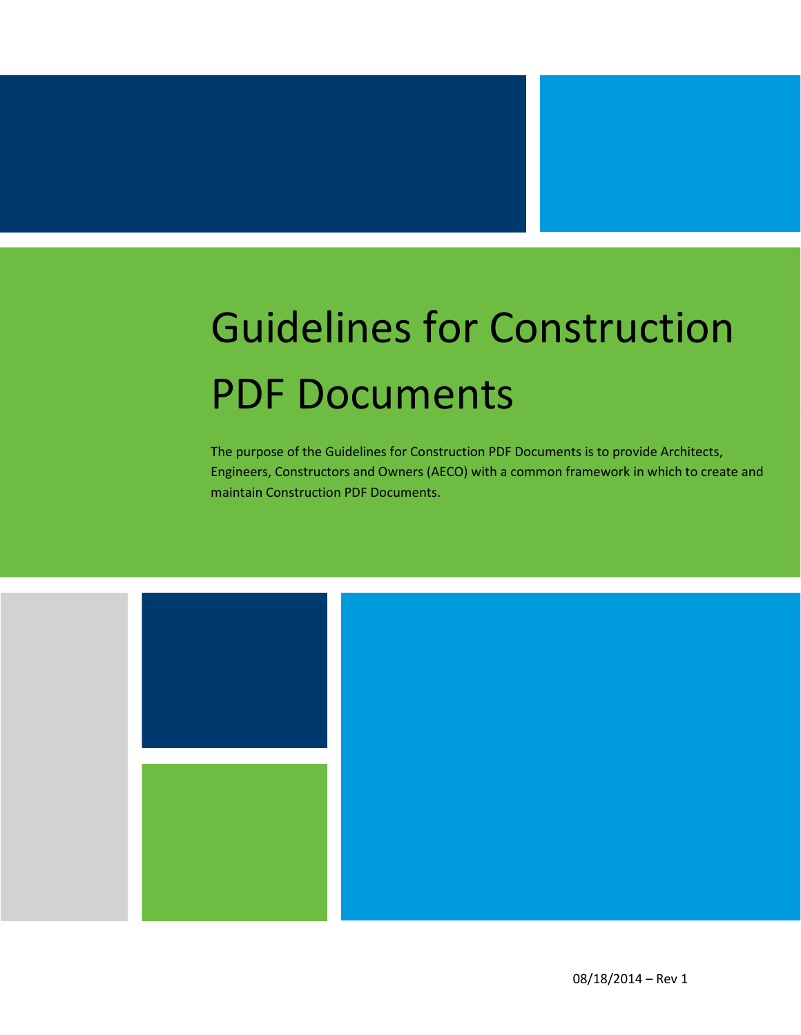# Guidelines for Construction PDF Documents

The purpose of the Guidelines for Construction PDF Documents is to provide Architects, Engineers, Constructors and Owners (AECO) with a common framework in which to create and maintain Construction PDF Documents.

08/18/2014 – Rev 1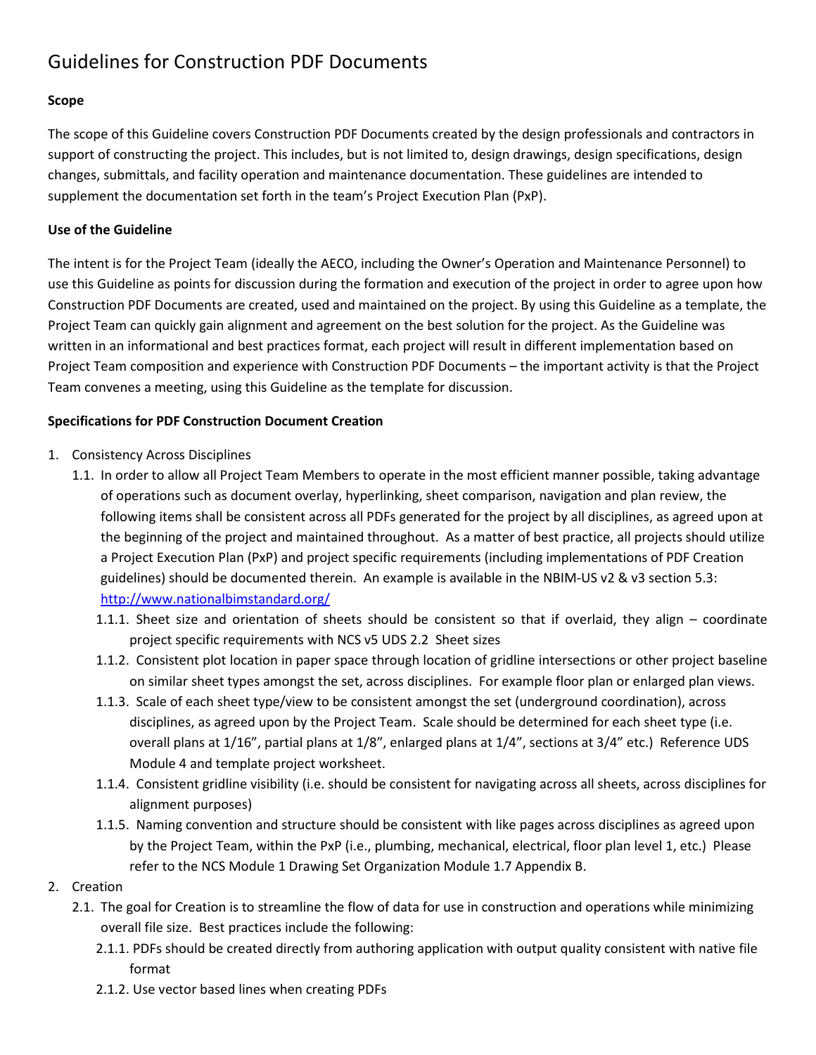# Guidelines for Construction PDF Documents

**Scope**

The scope of this Guideline covers Construction PDF Documents created by the design professionals and contractors in support of constructing the project. This includes, but is not limited to, design drawings, design specifications, design changes, submittals, and facility operation and maintenance documentation. These guidelines are intended to supplement the documentation set forth in the team's Project Execution Plan (PxP).

**Use of the Guideline**

The intent is for the Project Team (ideally the AECO, including the Owner's Operation and Maintenance Personnel) to use this Guideline as points for discussion during the formation and execution of the project in order to agree upon how Construction PDF Documents are created, used and maintained on the project. By using this Guideline as a template, the Project Team can quickly gain alignment and agreement on the best solution for the project. As the Guideline was written in an informational and best practices format, each project will result in different implementation based on Project Team composition and experience with Construction PDF Documents – the important activity is that the Project Team convenes a meeting, using this Guideline as the template for discussion.

**Specifications for PDF Construction Document Creation**

1. Consistency Across Disciplines
   1.1. In order to allow all Project Team Members to operate in the most efficient manner possible, taking advantage of operations such as document overlay, hyperlinking, sheet comparison, navigation and plan review, the following items shall be consistent across all PDFs generated for the project by all disciplines, as agreed upon at the beginning of the project and maintained throughout. As a matter of best practice, all projects should utilize a Project Execution Plan (PxP) and project specific requirements (including implementations of PDF Creation guidelines) should be documented therein. An example is available in the NBIM-US v2 & v3 section 5.3: [http://www.nationalbimstandard.org/](http://www.nationalbimstandard.org/)
      1.1.1. Sheet size and orientation of sheets should be consistent so that if overlaid, they align – coordinate project specific requirements with NCS v5 UDS 2.2 Sheet sizes
      1.1.2. Consistent plot location in paper space through location of gridline intersections or other project baseline on similar sheet types amongst the set, across disciplines. For example floor plan or enlarged plan views.
      1.1.3. Scale of each sheet type/view to be consistent amongst the set (underground coordination), across disciplines, as agreed upon by the Project Team. Scale should be determined for each sheet type (i.e. overall plans at 1/16", partial plans at 1/8", enlarged plans at 1/4", sections at 3/4" etc.) Reference UDS Module 4 and template project worksheet.
      1.1.4. Consistent gridline visibility (i.e. should be consistent for navigating across all sheets, across disciplines for alignment purposes)
      1.1.5. Naming convention and structure should be consistent with like pages across disciplines as agreed upon by the Project Team, within the PxP (i.e., plumbing, mechanical, electrical, floor plan level 1, etc.) Please refer to the NCS Module 1 Drawing Set Organization Module 1.7 Appendix B.
2. Creation
   2.1. The goal for Creation is to streamline the flow of data for use in construction and operations while minimizing overall file size. Best practices include the following:
      2.1.1. PDFs should be created directly from authoring application with output quality consistent with native file format
      2.1.2. Use vector based lines when creating PDFs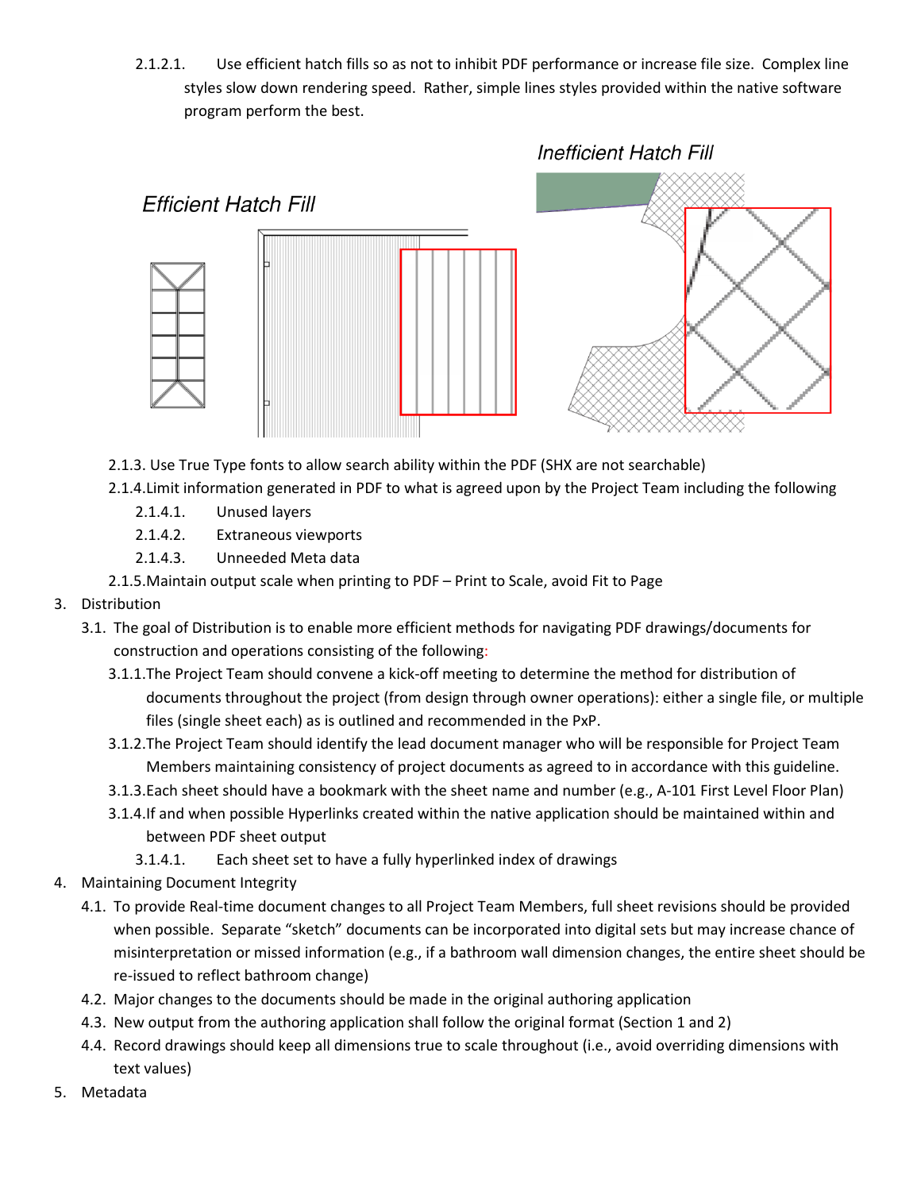2.1.2.1. Use efficient hatch fills so as not to inhibit PDF performance or increase file size. Complex line styles slow down rendering speed. Rather, simple lines styles provided within the native software program perform the best.

Efficient Hatch Fill

Inefficient Hatch Fill

2.1.3. Use True Type fonts to allow search ability within the PDF (SHX are not searchable)

2.1.4. Limit information generated in PDF to what is agreed upon by the Project Team including the following

2.1.4.1. Unused layers

2.1.4.2. Extraneous viewports

2.1.4.3. Unneeded Meta data

2.1.5. Maintain output scale when printing to PDF – Print to Scale, avoid Fit to Page

3. Distribution

3.1. The goal of Distribution is to enable more efficient methods for navigating PDF drawings/documents for construction and operations consisting of the following:

3.1.1. The Project Team should convene a kick-off meeting to determine the method for distribution of documents throughout the project (from design through owner operations): either a single file, or multiple files (single sheet each) as is outlined and recommended in the PxP.

3.1.2. The Project Team should identify the lead document manager who will be responsible for Project Team Members maintaining consistency of project documents as agreed to in accordance with this guideline.

3.1.3. Each sheet should have a bookmark with the sheet name and number (e.g., A-101 First Level Floor Plan)

3.1.4. If and when possible Hyperlinks created within the native application should be maintained within and between PDF sheet output

3.1.4.1. Each sheet set to have a fully hyperlinked index of drawings

4. Maintaining Document Integrity

4.1. To provide Real-time document changes to all Project Team Members, full sheet revisions should be provided when possible. Separate "sketch" documents can be incorporated into digital sets but may increase chance of misinterpretation or missed information (e.g., if a bathroom wall dimension changes, the entire sheet should be re-issued to reflect bathroom change)

4.2. Major changes to the documents should be made in the original authoring application

4.3. New output from the authoring application shall follow the original format (Section 1 and 2)

4.4. Record drawings should keep all dimensions true to scale throughout (i.e., avoid overriding dimensions with text values)

5. Metadata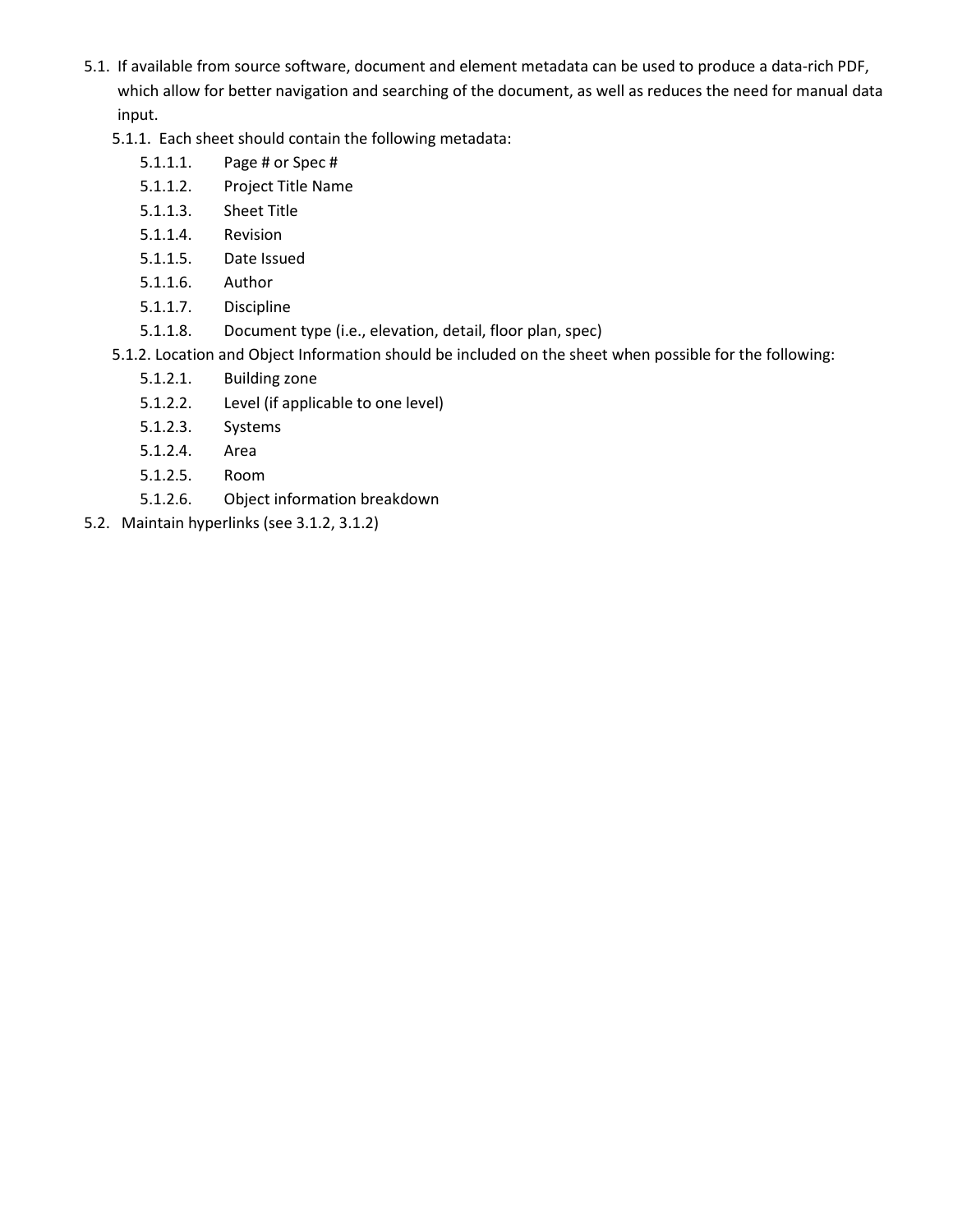5.1. If available from source software, document and element metadata can be used to produce a data-rich PDF, which allow for better navigation and searching of the document, as well as reduces the need for manual data input.

- 5.1.1. Each sheet should contain the following metadata:
  - 5.1.1.1. Page # or Spec #
  - 5.1.1.2. Project Title Name
  - 5.1.1.3. Sheet Title
  - 5.1.1.4. Revision
  - 5.1.1.5. Date Issued
  - 5.1.1.6. Author
  - 5.1.1.7. Discipline
  - 5.1.1.8. Document type (i.e., elevation, detail, floor plan, spec)
- 5.1.2. Location and Object Information should be included on the sheet when possible for the following:
  - 5.1.2.1. Building zone
  - 5.1.2.2. Level (if applicable to one level)
  - 5.1.2.3. Systems
  - 5.1.2.4. Area
  - 5.1.2.5. Room
  - 5.1.2.6. Object information breakdown

5.2. Maintain hyperlinks (see 3.1.2, 3.1.2)